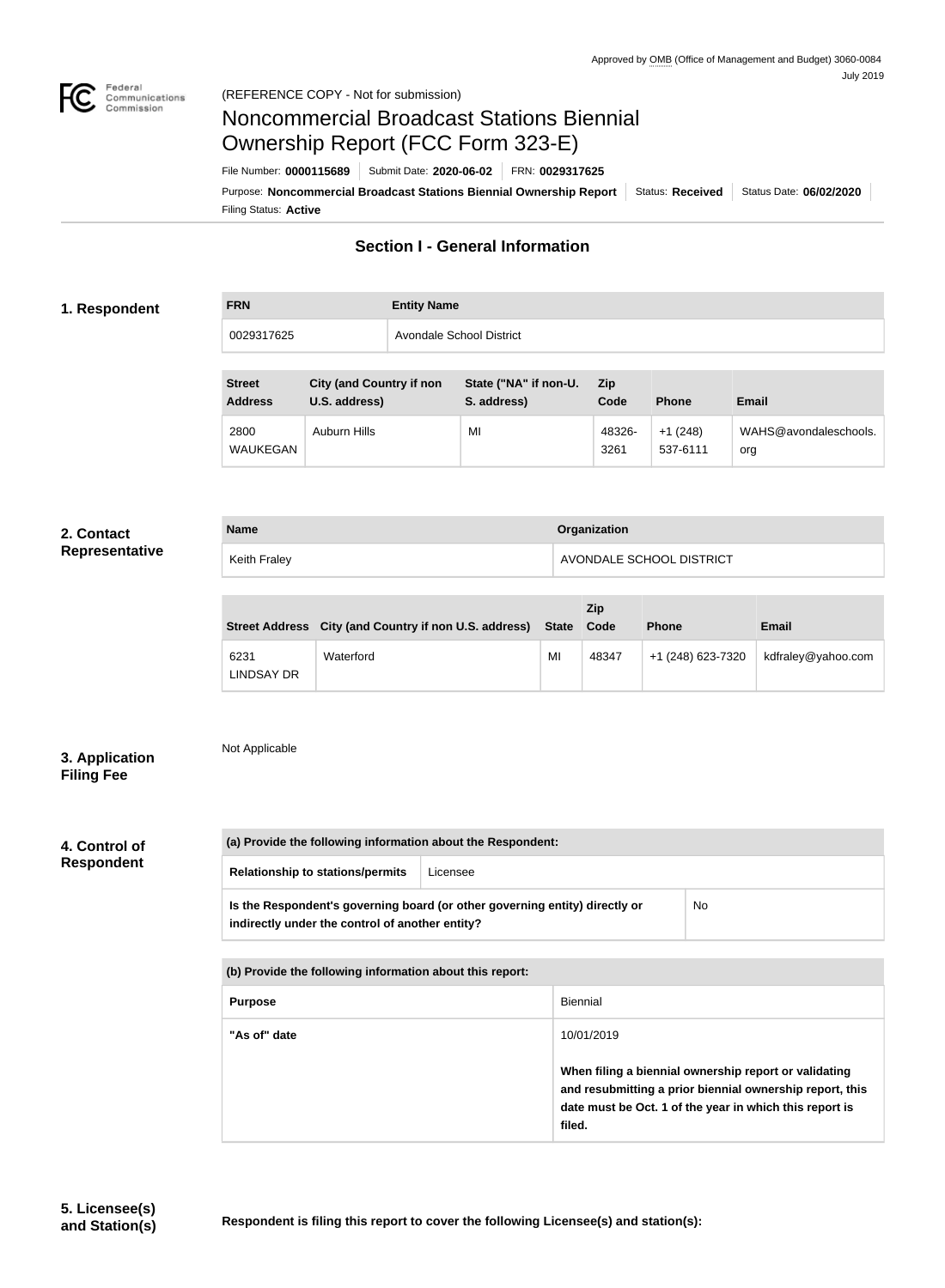Approved by OMB (Office of Management and Budget) 3060-0084
July 2019

(REFERENCE COPY - Not for submission)

# Noncommercial Broadcast Stations Biennial Ownership Report (FCC Form 323-E)

File Number: **0000115689** | Submit Date: **2020-06-02** | FRN: **0029317625**

Purpose: **Noncommercial Broadcast Stations Biennial Ownership Report** | Status: **Received** | Status Date: **06/02/2020**

Filing Status: **Active**

## Section I - General Information

### 1. Respondent

| FRN | Entity Name |
| --- | --- |
| 0029317625 | Avondale School District |

| Street Address | City (and Country if non U.S. address) | State ("NA" if non-U. S. address) | Zip Code | Phone | Email |
| --- | --- | --- | --- | --- | --- |
| 2800 WAUKEGAN | Auburn Hills | MI | 48326-3261 | +1 (248) 537-6111 | WAHS@avondaleschools.org |

### 2. Contact Representative

| Name | Organization |
| --- | --- |
| Keith Fraley | AVONDALE SCHOOL DISTRICT |

| Street Address | City (and Country if non U.S. address) | State | Zip Code | Phone | Email |
| --- | --- | --- | --- | --- | --- |
| 6231 LINDSAY DR | Waterford | MI | 48347 | +1 (248) 623-7320 | kdfraley@yahoo.com |

### 3. Application Filing Fee

Not Applicable

### 4. Control of Respondent

| (a) Provide the following information about the Respondent: | |
| --- | --- |
| Relationship to stations/permits | Licensee |
| Is the Respondent's governing board (or other governing entity) directly or indirectly under the control of another entity? | No |

| (b) Provide the following information about this report: | |
| --- | --- |
| Purpose | Biennial |
| "As of" date | 10/01/2019<br><br>**When filing a biennial ownership report or validating and resubmitting a prior biennial ownership report, this date must be Oct. 1 of the year in which this report is filed.** |

### 5. Licensee(s) and Station(s)

**Respondent is filing this report to cover the following Licensee(s) and station(s):**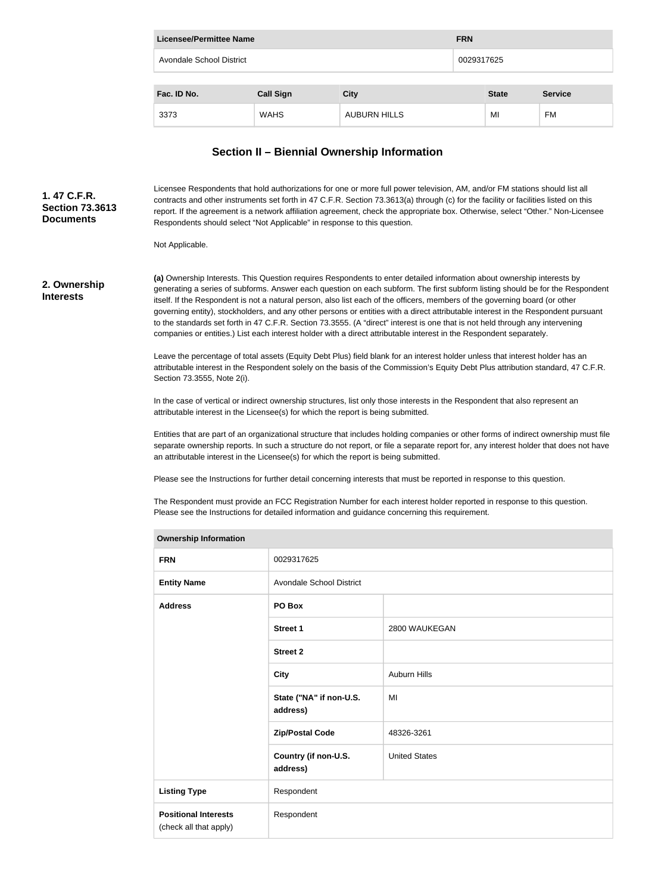| Licensee/Permittee Name | FRN |
| --- | --- |
| Avondale School District | 0029317625 |

| Fac. ID No. | Call Sign | City | State | Service |
| --- | --- | --- | --- | --- |
| 3373 | WAHS | AUBURN HILLS | MI | FM |

## Section II – Biennial Ownership Information

**1. 47 C.F.R. Section 73.3613 Documents**

Licensee Respondents that hold authorizations for one or more full power television, AM, and/or FM stations should list all contracts and other instruments set forth in 47 C.F.R. Section 73.3613(a) through (c) for the facility or facilities listed on this report. If the agreement is a network affiliation agreement, check the appropriate box. Otherwise, select "Other." Non-Licensee Respondents should select "Not Applicable" in response to this question.

Not Applicable.

**2. Ownership Interests**

**(a)** Ownership Interests. This Question requires Respondents to enter detailed information about ownership interests by generating a series of subforms. Answer each question on each subform. The first subform listing should be for the Respondent itself. If the Respondent is not a natural person, also list each of the officers, members of the governing board (or other governing entity), stockholders, and any other persons or entities with a direct attributable interest in the Respondent pursuant to the standards set forth in 47 C.F.R. Section 73.3555. (A "direct" interest is one that is not held through any intervening companies or entities.) List each interest holder with a direct attributable interest in the Respondent separately.

Leave the percentage of total assets (Equity Debt Plus) field blank for an interest holder unless that interest holder has an attributable interest in the Respondent solely on the basis of the Commission's Equity Debt Plus attribution standard, 47 C.F.R. Section 73.3555, Note 2(i).

In the case of vertical or indirect ownership structures, list only those interests in the Respondent that also represent an attributable interest in the Licensee(s) for which the report is being submitted.

Entities that are part of an organizational structure that includes holding companies or other forms of indirect ownership must file separate ownership reports. In such a structure do not report, or file a separate report for, any interest holder that does not have an attributable interest in the Licensee(s) for which the report is being submitted.

Please see the Instructions for further detail concerning interests that must be reported in response to this question.

The Respondent must provide an FCC Registration Number for each interest holder reported in response to this question. Please see the Instructions for detailed information and guidance concerning this requirement.

| Ownership Information | | |
| --- | --- | --- |
| FRN | 0029317625 | |
| Entity Name | Avondale School District | |
| Address | PO Box | |
| | Street 1 | 2800 WAUKEGAN |
| | Street 2 | |
| | City | Auburn Hills |
| | State ("NA" if non-U.S. address) | MI |
| | Zip/Postal Code | 48326-3261 |
| | Country (if non-U.S. address) | United States |
| Listing Type | Respondent | |
| Positional Interests (check all that apply) | Respondent | |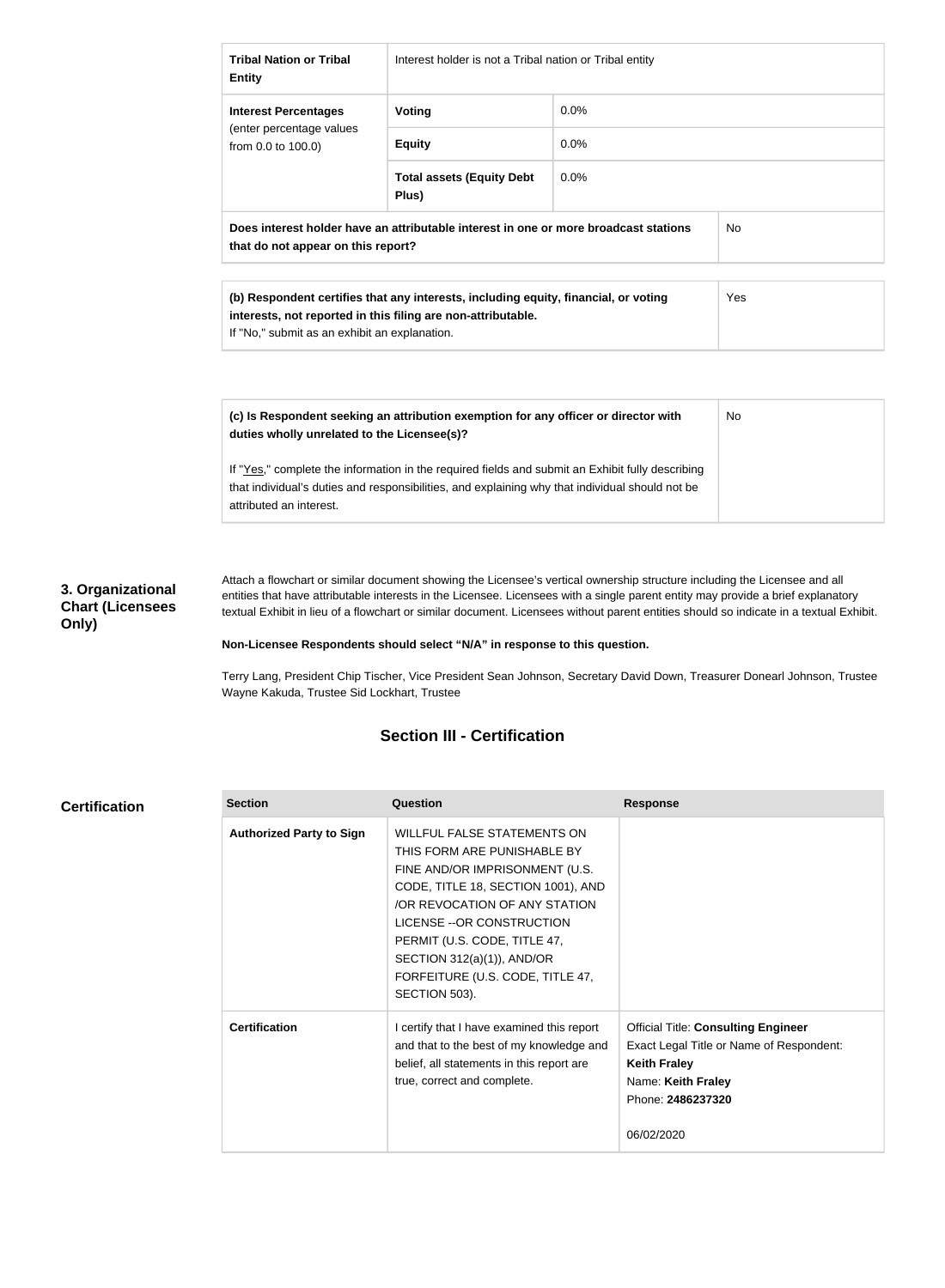| | | |
|---|---|---|
| **Tribal Nation or Tribal Entity** | Interest holder is not a Tribal nation or Tribal entity | |
| **Interest Percentages** (enter percentage values from 0.0 to 100.0) | **Voting** | 0.0% |
| | **Equity** | 0.0% |
| | **Total assets (Equity Debt Plus)** | 0.0% |
| **Does interest holder have an attributable interest in one or more broadcast stations that do not appear on this report?** | | No |

| | |
|---|---|
| **(b) Respondent certifies that any interests, including equity, financial, or voting interests, not reported in this filing are non-attributable.** If "No," submit as an exhibit an explanation. | Yes |

| | |
|---|---|
| **(c) Is Respondent seeking an attribution exemption for any officer or director with duties wholly unrelated to the Licensee(s)?** If "Yes," complete the information in the required fields and submit an Exhibit fully describing that individual's duties and responsibilities, and explaining why that individual should not be attributed an interest. | No |

### 3. Organizational Chart (Licensees Only)

Attach a flowchart or similar document showing the Licensee's vertical ownership structure including the Licensee and all entities that have attributable interests in the Licensee. Licensees with a single parent entity may provide a brief explanatory textual Exhibit in lieu of a flowchart or similar document. Licensees without parent entities should so indicate in a textual Exhibit.

**Non-Licensee Respondents should select "N/A" in response to this question.**

Terry Lang, President Chip Tischer, Vice President Sean Johnson, Secretary David Down, Treasurer Donearl Johnson, Trustee Wayne Kakuda, Trustee Sid Lockhart, Trustee

## Section III - Certification

### Certification

| Section | Question | Response |
|---|---|---|
| **Authorized Party to Sign** | WILLFUL FALSE STATEMENTS ON THIS FORM ARE PUNISHABLE BY FINE AND/OR IMPRISONMENT (U.S. CODE, TITLE 18, SECTION 1001), AND /OR REVOCATION OF ANY STATION LICENSE --OR CONSTRUCTION PERMIT (U.S. CODE, TITLE 47, SECTION 312(a)(1)), AND/OR FORFEITURE (U.S. CODE, TITLE 47, SECTION 503). | |
| **Certification** | I certify that I have examined this report and that to the best of my knowledge and belief, all statements in this report are true, correct and complete. | Official Title: **Consulting Engineer**<br>Exact Legal Title or Name of Respondent: **Keith Fraley**<br>Name: **Keith Fraley**<br>Phone: **2486237320**<br><br>06/02/2020 |